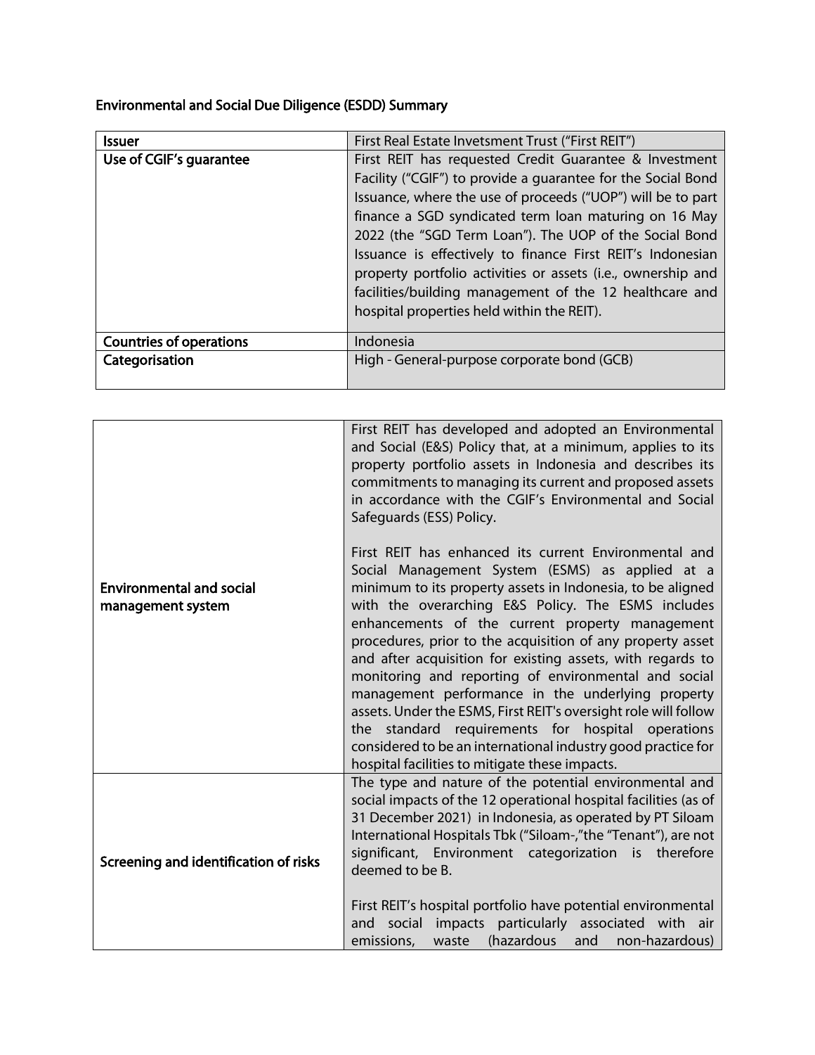## Environmental and Social Due Diligence (ESDD) Summary

| Issuer | First Real Estate Invetsment Trust ("First REIT") |
|---|---|
| Use of CGIF's guarantee | First REIT has requested Credit Guarantee & Investment Facility ("CGIF") to provide a guarantee for the Social Bond Issuance, where the use of proceeds ("UOP") will be to part finance a SGD syndicated term loan maturing on 16 May 2022 (the "SGD Term Loan"). The UOP of the Social Bond Issuance is effectively to finance First REIT's Indonesian property portfolio activities or assets (i.e., ownership and facilities/building management of the 12 healthcare and hospital properties held within the REIT). |
| Countries of operations | Indonesia |
| Categorisation | High - General-purpose corporate bond (GCB) |

| | |
|---|---|
| **Environmental and social management system** | First REIT has developed and adopted an Environmental and Social (E&S) Policy that, at a minimum, applies to its property portfolio assets in Indonesia and describes its commitments to managing its current and proposed assets in accordance with the CGIF's Environmental and Social Safeguards (ESS) Policy.<br><br>First REIT has enhanced its current Environmental and Social Management System (ESMS) as applied at a minimum to its property assets in Indonesia, to be aligned with the overarching E&S Policy. The ESMS includes enhancements of the current property management procedures, prior to the acquisition of any property asset and after acquisition for existing assets, with regards to monitoring and reporting of environmental and social management performance in the underlying property assets. Under the ESMS, First REIT's oversight role will follow the standard requirements for hospital operations considered to be an international industry good practice for hospital facilities to mitigate these impacts. |
| **Screening and identification of risks** | The type and nature of the potential environmental and social impacts of the 12 operational hospital facilities (as of 31 December 2021) in Indonesia, as operated by PT Siloam International Hospitals Tbk ("Siloam-,"the "Tenant"), are not significant, Environment categorization is therefore deemed to be B.<br><br>First REIT's hospital portfolio have potential environmental and social impacts particularly associated with air emissions, waste (hazardous and non-hazardous) |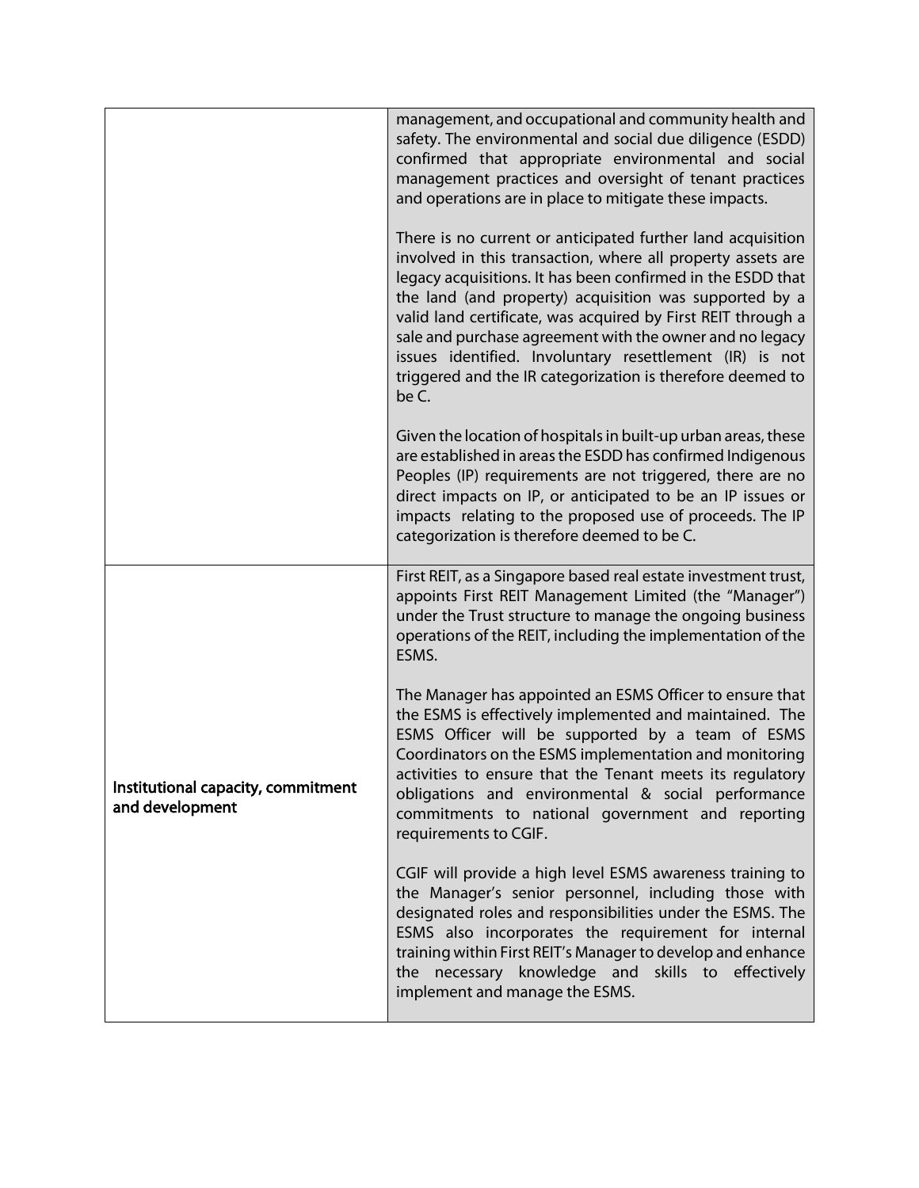| | |
|---|---|
| | management, and occupational and community health and safety. The environmental and social due diligence (ESDD) confirmed that appropriate environmental and social management practices and oversight of tenant practices and operations are in place to mitigate these impacts.<br><br>There is no current or anticipated further land acquisition involved in this transaction, where all property assets are legacy acquisitions. It has been confirmed in the ESDD that the land (and property) acquisition was supported by a valid land certificate, was acquired by First REIT through a sale and purchase agreement with the owner and no legacy issues identified. Involuntary resettlement (IR) is not triggered and the IR categorization is therefore deemed to be C.<br><br>Given the location of hospitals in built-up urban areas, these are established in areas the ESDD has confirmed Indigenous Peoples (IP) requirements are not triggered, there are no direct impacts on IP, or anticipated to be an IP issues or impacts relating to the proposed use of proceeds. The IP categorization is therefore deemed to be C. |
| Institutional capacity, commitment and development | First REIT, as a Singapore based real estate investment trust, appoints First REIT Management Limited (the "Manager") under the Trust structure to manage the ongoing business operations of the REIT, including the implementation of the ESMS.<br><br>The Manager has appointed an ESMS Officer to ensure that the ESMS is effectively implemented and maintained. The ESMS Officer will be supported by a team of ESMS Coordinators on the ESMS implementation and monitoring activities to ensure that the Tenant meets its regulatory obligations and environmental & social performance commitments to national government and reporting requirements to CGIF.<br><br>CGIF will provide a high level ESMS awareness training to the Manager's senior personnel, including those with designated roles and responsibilities under the ESMS. The ESMS also incorporates the requirement for internal training within First REIT's Manager to develop and enhance the necessary knowledge and skills to effectively implement and manage the ESMS. |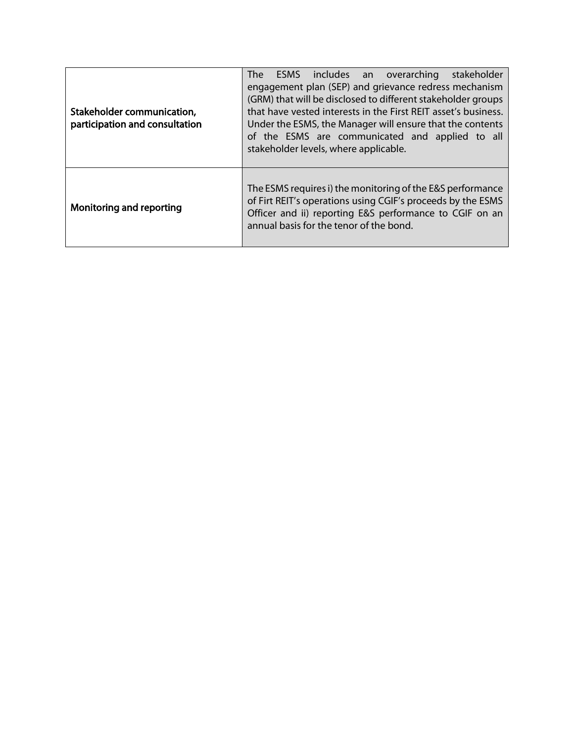| | |
|---|---|
| Stakeholder communication, participation and consultation | The ESMS includes an overarching stakeholder engagement plan (SEP) and grievance redress mechanism (GRM) that will be disclosed to different stakeholder groups that have vested interests in the First REIT asset's business. Under the ESMS, the Manager will ensure that the contents of the ESMS are communicated and applied to all stakeholder levels, where applicable. |
| Monitoring and reporting | The ESMS requires i) the monitoring of the E&S performance of Firt REIT's operations using CGIF's proceeds by the ESMS Officer and ii) reporting E&S performance to CGIF on an annual basis for the tenor of the bond. |